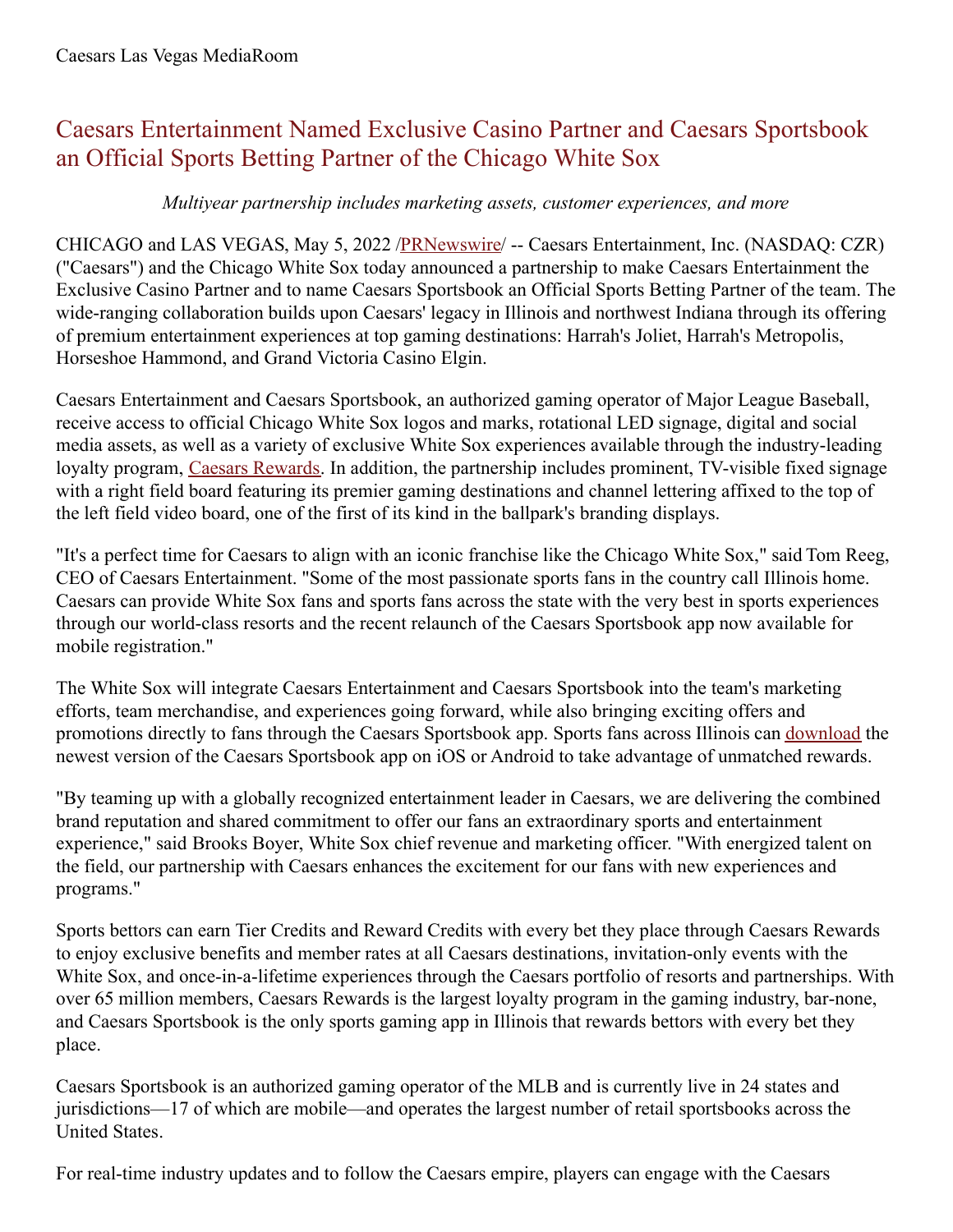Caesars Las Vegas MediaRoom

# Caesars Entertainment Named Exclusive Casino Partner and Caesars Sportsbook an Official Sports Betting Partner of the Chicago White Sox

*Multiyear partnership includes marketing assets, customer experiences, and more*

CHICAGO and LAS VEGAS, May 5, 2022 /PRNewswire/ -- Caesars Entertainment, Inc. (NASDAQ: CZR) ("Caesars") and the Chicago White Sox today announced a partnership to make Caesars Entertainment the Exclusive Casino Partner and to name Caesars Sportsbook an Official Sports Betting Partner of the team. The wide-ranging collaboration builds upon Caesars' legacy in Illinois and northwest Indiana through its offering of premium entertainment experiences at top gaming destinations: Harrah's Joliet, Harrah's Metropolis, Horseshoe Hammond, and Grand Victoria Casino Elgin.

Caesars Entertainment and Caesars Sportsbook, an authorized gaming operator of Major League Baseball, receive access to official Chicago White Sox logos and marks, rotational LED signage, digital and social media assets, as well as a variety of exclusive White Sox experiences available through the industry-leading loyalty program, Caesars Rewards. In addition, the partnership includes prominent, TV-visible fixed signage with a right field board featuring its premier gaming destinations and channel lettering affixed to the top of the left field video board, one of the first of its kind in the ballpark's branding displays.

"It's a perfect time for Caesars to align with an iconic franchise like the Chicago White Sox," said Tom Reeg, CEO of Caesars Entertainment. "Some of the most passionate sports fans in the country call Illinois home. Caesars can provide White Sox fans and sports fans across the state with the very best in sports experiences through our world-class resorts and the recent relaunch of the Caesars Sportsbook app now available for mobile registration."

The White Sox will integrate Caesars Entertainment and Caesars Sportsbook into the team's marketing efforts, team merchandise, and experiences going forward, while also bringing exciting offers and promotions directly to fans through the Caesars Sportsbook app. Sports fans across Illinois can download the newest version of the Caesars Sportsbook app on iOS or Android to take advantage of unmatched rewards.

"By teaming up with a globally recognized entertainment leader in Caesars, we are delivering the combined brand reputation and shared commitment to offer our fans an extraordinary sports and entertainment experience," said Brooks Boyer, White Sox chief revenue and marketing officer. "With energized talent on the field, our partnership with Caesars enhances the excitement for our fans with new experiences and programs."

Sports bettors can earn Tier Credits and Reward Credits with every bet they place through Caesars Rewards to enjoy exclusive benefits and member rates at all Caesars destinations, invitation-only events with the White Sox, and once-in-a-lifetime experiences through the Caesars portfolio of resorts and partnerships. With over 65 million members, Caesars Rewards is the largest loyalty program in the gaming industry, bar-none, and Caesars Sportsbook is the only sports gaming app in Illinois that rewards bettors with every bet they place.

Caesars Sportsbook is an authorized gaming operator of the MLB and is currently live in 24 states and jurisdictions—17 of which are mobile—and operates the largest number of retail sportsbooks across the United States.

For real-time industry updates and to follow the Caesars empire, players can engage with the Caesars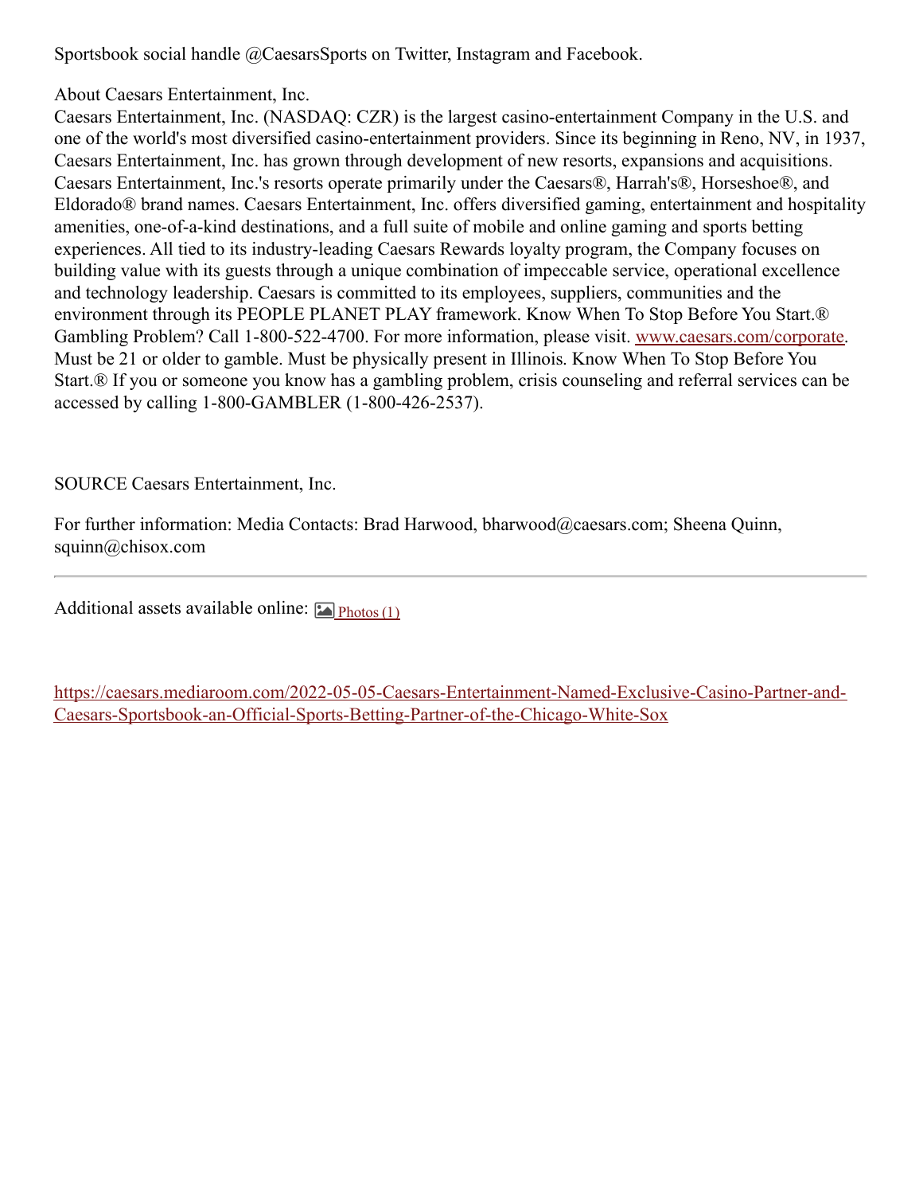Sportsbook social handle @CaesarsSports on Twitter, Instagram and Facebook.

About Caesars Entertainment, Inc.

Caesars Entertainment, Inc. (NASDAQ: CZR) is the largest casino-entertainment Company in the U.S. and one of the world's most diversified casino-entertainment providers. Since its beginning in Reno, NV, in 1937, Caesars Entertainment, Inc. has grown through development of new resorts, expansions and acquisitions. Caesars Entertainment, Inc.'s resorts operate primarily under the Caesars®, Harrah's®, Horseshoe®, and Eldorado® brand names. Caesars Entertainment, Inc. offers diversified gaming, entertainment and hospitality amenities, one-of-a-kind destinations, and a full suite of mobile and online gaming and sports betting experiences. All tied to its industry-leading Caesars Rewards loyalty program, the Company focuses on building value with its guests through a unique combination of impeccable service, operational excellence and technology leadership. Caesars is committed to its employees, suppliers, communities and the environment through its PEOPLE PLANET PLAY framework. Know When To Stop Before You Start.® Gambling Problem? Call 1-800-522-4700. For more information, please visit. [www.caesars.com/corporate](www.caesars.com/corporate). Must be 21 or older to gamble. Must be physically present in Illinois. Know When To Stop Before You Start.® If you or someone you know has a gambling problem, crisis counseling and referral services can be accessed by calling 1-800-GAMBLER (1-800-426-2537).

SOURCE Caesars Entertainment, Inc.

For further information: Media Contacts: Brad Harwood, bharwood@caesars.com; Sheena Quinn, squinn@chisox.com

---

Additional assets available online: Photos (1)

https://caesars.mediaroom.com/2022-05-05-Caesars-Entertainment-Named-Exclusive-Casino-Partner-and-Caesars-Sportsbook-an-Official-Sports-Betting-Partner-of-the-Chicago-White-Sox